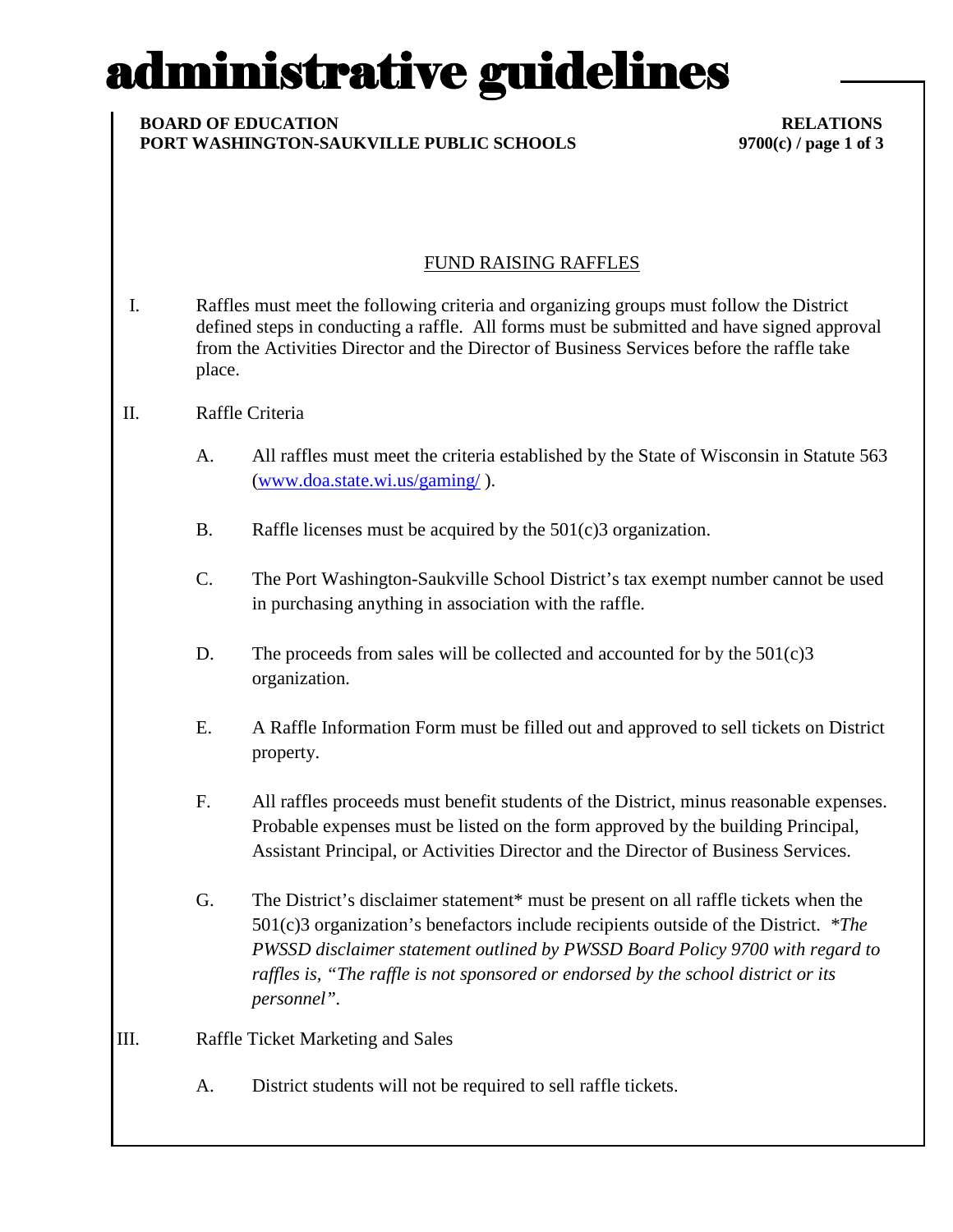# administrative guidelines

**BOARD OF EDUCATION**
**PORT WASHINGTON-SAUKVILLE PUBLIC SCHOOLS**

**RELATIONS**
**9700(c)**

## FUND RAISING RAFFLES

I. Raffles must meet the following criteria and organizing groups must follow the District defined steps in conducting a raffle. All forms must be submitted and have signed approval from the Activities Director and the Director of Business Services before the raffle take place.

II. Raffle Criteria

A. All raffles must meet the criteria established by the State of Wisconsin in Statute 563 (www.doa.state.wi.us/gaming/ ).

B. Raffle licenses must be acquired by the 501(c)3 organization.

C. The Port Washington-Saukville School District's tax exempt number cannot be used in purchasing anything in association with the raffle.

D. The proceeds from sales will be collected and accounted for by the 501(c)3 organization.

E. A Raffle Information Form must be filled out and approved to sell tickets on District property.

F. All raffles proceeds must benefit students of the District, minus reasonable expenses. Probable expenses must be listed on the form approved by the building Principal, Assistant Principal, or Activities Director and the Director of Business Services.

G. The District's disclaimer statement* must be present on all raffle tickets when the 501(c)3 organization's benefactors include recipients outside of the District. **The PWSSD disclaimer statement outlined by PWSSD Board Policy 9700 with regard to raffles is, "The raffle is not sponsored or endorsed by the school district or its personnel".*

III. Raffle Ticket Marketing and Sales

A. District students will not be required to sell raffle tickets.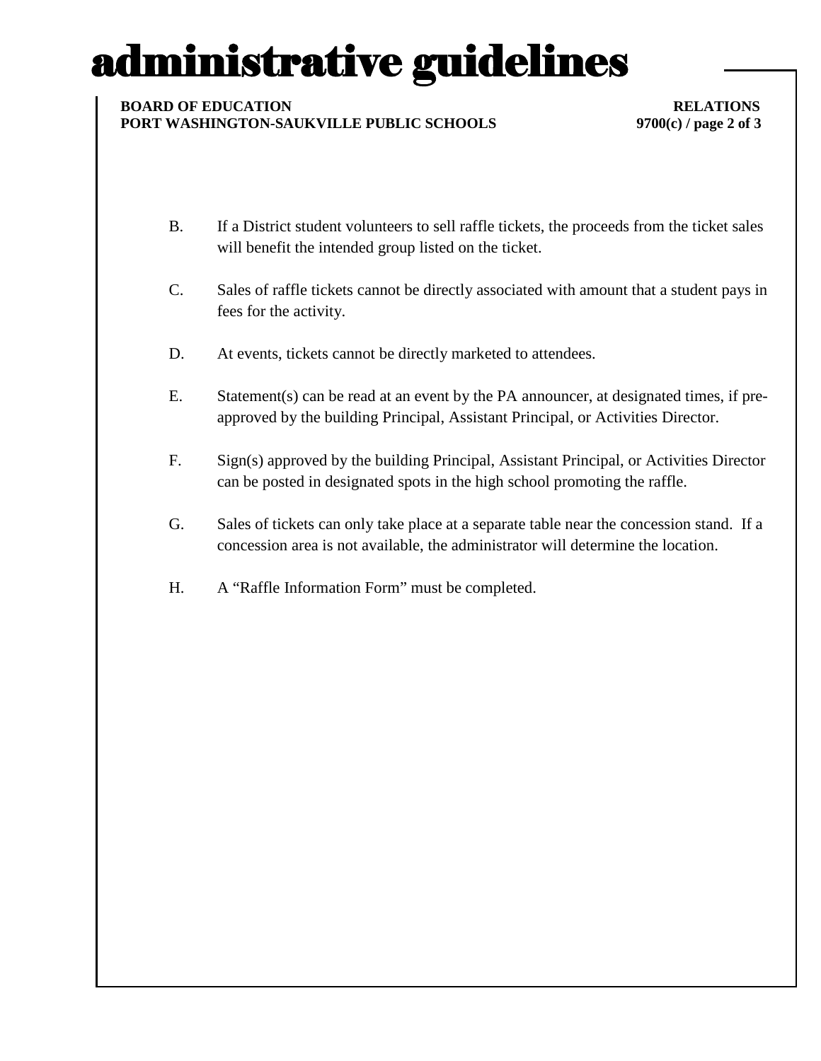B. If a District student volunteers to sell raffle tickets, the proceeds from the ticket sales will benefit the intended group listed on the ticket.

C. Sales of raffle tickets cannot be directly associated with amount that a student pays in fees for the activity.

D. At events, tickets cannot be directly marketed to attendees.

E. Statement(s) can be read at an event by the PA announcer, at designated times, if pre-approved by the building Principal, Assistant Principal, or Activities Director.

F. Sign(s) approved by the building Principal, Assistant Principal, or Activities Director can be posted in designated spots in the high school promoting the raffle.

G. Sales of tickets can only take place at a separate table near the concession stand. If a concession area is not available, the administrator will determine the location.

H. A "Raffle Information Form" must be completed.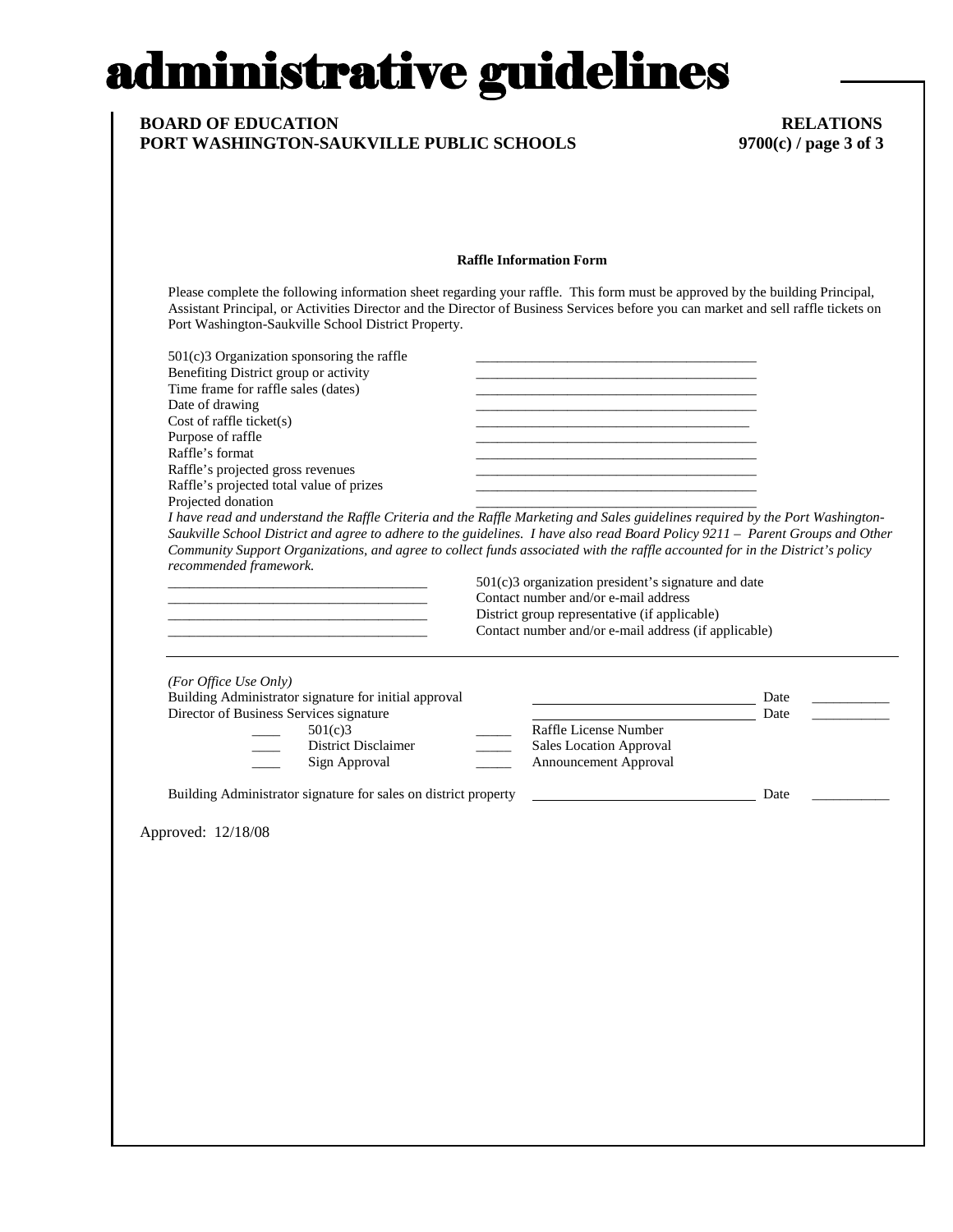**Raffle Information Form**

Please complete the following information sheet regarding your raffle. This form must be approved by the building Principal, Assistant Principal, or Activities Director and the Director of Business Services before you can market and sell raffle tickets on Port Washington-Saukville School District Property.

| | |
|---|---|
| 501(c)3 Organization sponsoring the raffle | ________________________________________ |
| Benefiting District group or activity | ________________________________________ |
| Time frame for raffle sales (dates) | ________________________________________ |
| Date of drawing | ________________________________________ |
| Cost of raffle ticket(s) | ________________________________________ |
| Purpose of raffle | ________________________________________ |
| Raffle's format | ________________________________________ |
| Raffle's projected gross revenues | ________________________________________ |
| Raffle's projected total value of prizes | ________________________________________ |
| Projected donation | ________________________________________ |

*I have read and understand the Raffle Criteria and the Raffle Marketing and Sales guidelines required by the Port Washington-Saukville School District and agree to adhere to the guidelines. I have also read Board Policy 9211 – Parent Groups and Other Community Support Organizations, and agree to collect funds associated with the raffle accounted for in the District's policy recommended framework.*

| | |
|---|---|
| ____________________________________ | 501(c)3 organization president's signature and date |
| ____________________________________ | Contact number and/or e-mail address |
| ____________________________________ | District group representative (if applicable) |
| ____________________________________ | Contact number and/or e-mail address (if applicable) |

---

*(For Office Use Only)*

Building Administrator signature for initial approval ______________________________ Date ___________

Director of Business Services signature ______________________________ Date ___________

| | | | |
|---|---|---|---|
| ____ | 501(c)3 | _____ | Raffle License Number |
| ____ | District Disclaimer | _____ | Sales Location Approval |
| ____ | Sign Approval | _____ | Announcement Approval |

Building Administrator signature for sales on district property ______________________________ Date ___________

Approved: 12/18/08